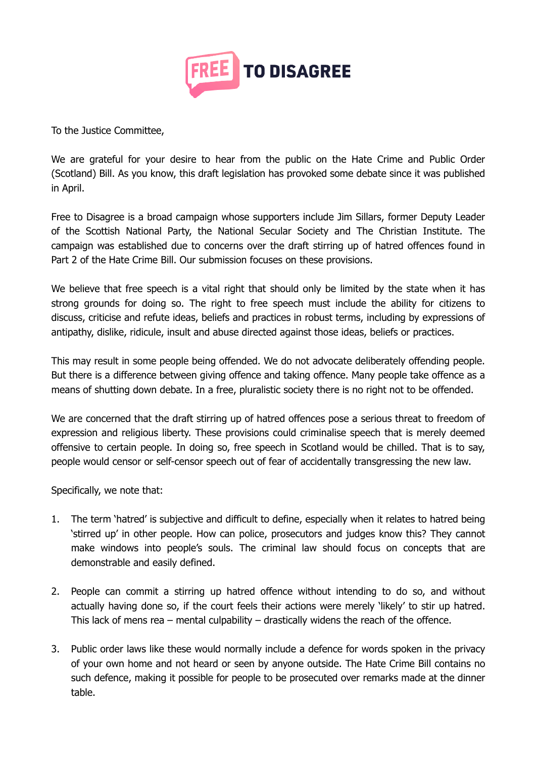FREE TO DISAGREE

To the Justice Committee,

We are grateful for your desire to hear from the public on the Hate Crime and Public Order (Scotland) Bill. As you know, this draft legislation has provoked some debate since it was published in April.

Free to Disagree is a broad campaign whose supporters include Jim Sillars, former Deputy Leader of the Scottish National Party, the National Secular Society and The Christian Institute. The campaign was established due to concerns over the draft stirring up of hatred offences found in Part 2 of the Hate Crime Bill. Our submission focuses on these provisions.

We believe that free speech is a vital right that should only be limited by the state when it has strong grounds for doing so. The right to free speech must include the ability for citizens to discuss, criticise and refute ideas, beliefs and practices in robust terms, including by expressions of antipathy, dislike, ridicule, insult and abuse directed against those ideas, beliefs or practices.

This may result in some people being offended. We do not advocate deliberately offending people. But there is a difference between giving offence and taking offence. Many people take offence as a means of shutting down debate. In a free, pluralistic society there is no right not to be offended.

We are concerned that the draft stirring up of hatred offences pose a serious threat to freedom of expression and religious liberty. These provisions could criminalise speech that is merely deemed offensive to certain people. In doing so, free speech in Scotland would be chilled. That is to say, people would censor or self-censor speech out of fear of accidentally transgressing the new law.

Specifically, we note that:

1. The term 'hatred' is subjective and difficult to define, especially when it relates to hatred being 'stirred up' in other people. How can police, prosecutors and judges know this? They cannot make windows into people's souls. The criminal law should focus on concepts that are demonstrable and easily defined.

2. People can commit a stirring up hatred offence without intending to do so, and without actually having done so, if the court feels their actions were merely 'likely' to stir up hatred. This lack of mens rea – mental culpability – drastically widens the reach of the offence.

3. Public order laws like these would normally include a defence for words spoken in the privacy of your own home and not heard or seen by anyone outside. The Hate Crime Bill contains no such defence, making it possible for people to be prosecuted over remarks made at the dinner table.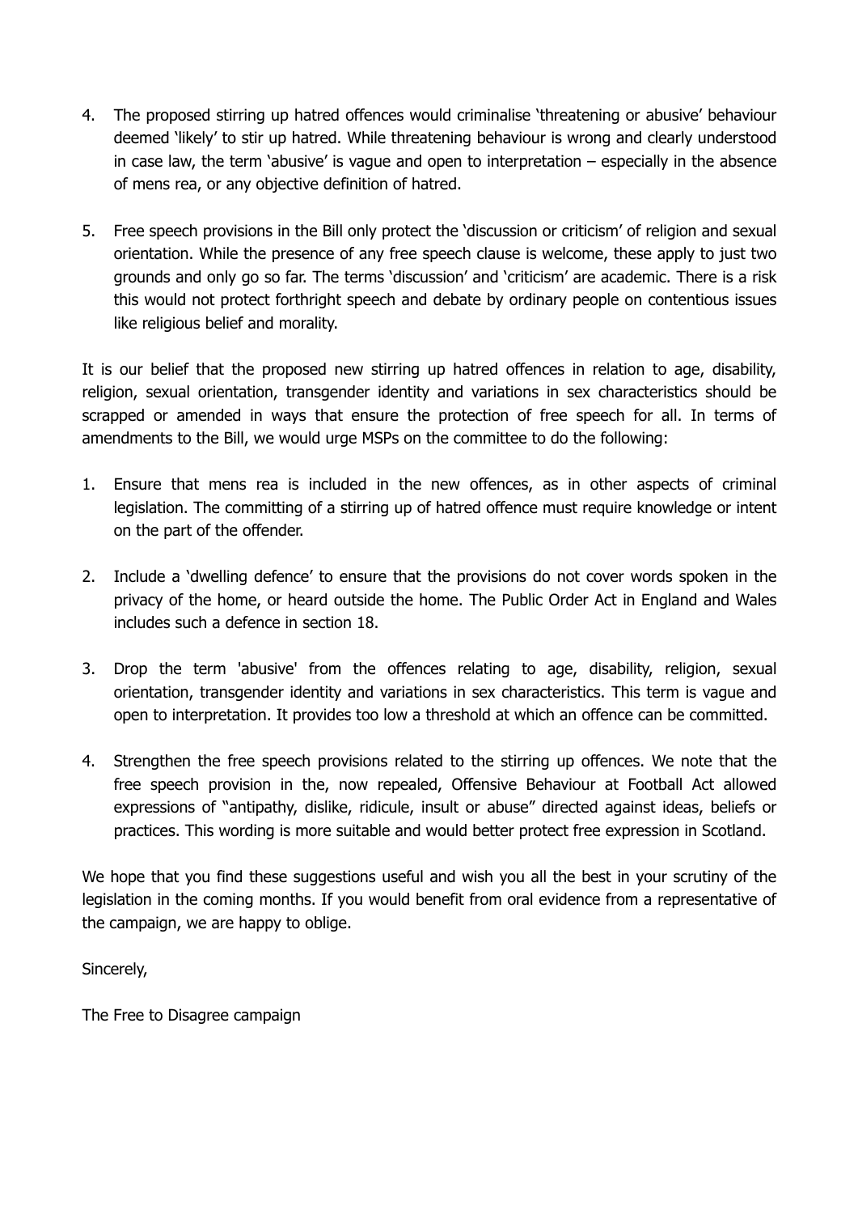4. The proposed stirring up hatred offences would criminalise 'threatening or abusive' behaviour deemed 'likely' to stir up hatred. While threatening behaviour is wrong and clearly understood in case law, the term 'abusive' is vague and open to interpretation – especially in the absence of mens rea, or any objective definition of hatred.

5. Free speech provisions in the Bill only protect the 'discussion or criticism' of religion and sexual orientation. While the presence of any free speech clause is welcome, these apply to just two grounds and only go so far. The terms 'discussion' and 'criticism' are academic. There is a risk this would not protect forthright speech and debate by ordinary people on contentious issues like religious belief and morality.

It is our belief that the proposed new stirring up hatred offences in relation to age, disability, religion, sexual orientation, transgender identity and variations in sex characteristics should be scrapped or amended in ways that ensure the protection of free speech for all. In terms of amendments to the Bill, we would urge MSPs on the committee to do the following:

1. Ensure that mens rea is included in the new offences, as in other aspects of criminal legislation. The committing of a stirring up of hatred offence must require knowledge or intent on the part of the offender.

2. Include a 'dwelling defence' to ensure that the provisions do not cover words spoken in the privacy of the home, or heard outside the home. The Public Order Act in England and Wales includes such a defence in section 18.

3. Drop the term 'abusive' from the offences relating to age, disability, religion, sexual orientation, transgender identity and variations in sex characteristics. This term is vague and open to interpretation. It provides too low a threshold at which an offence can be committed.

4. Strengthen the free speech provisions related to the stirring up offences. We note that the free speech provision in the, now repealed, Offensive Behaviour at Football Act allowed expressions of "antipathy, dislike, ridicule, insult or abuse" directed against ideas, beliefs or practices. This wording is more suitable and would better protect free expression in Scotland.

We hope that you find these suggestions useful and wish you all the best in your scrutiny of the legislation in the coming months. If you would benefit from oral evidence from a representative of the campaign, we are happy to oblige.

Sincerely,

The Free to Disagree campaign